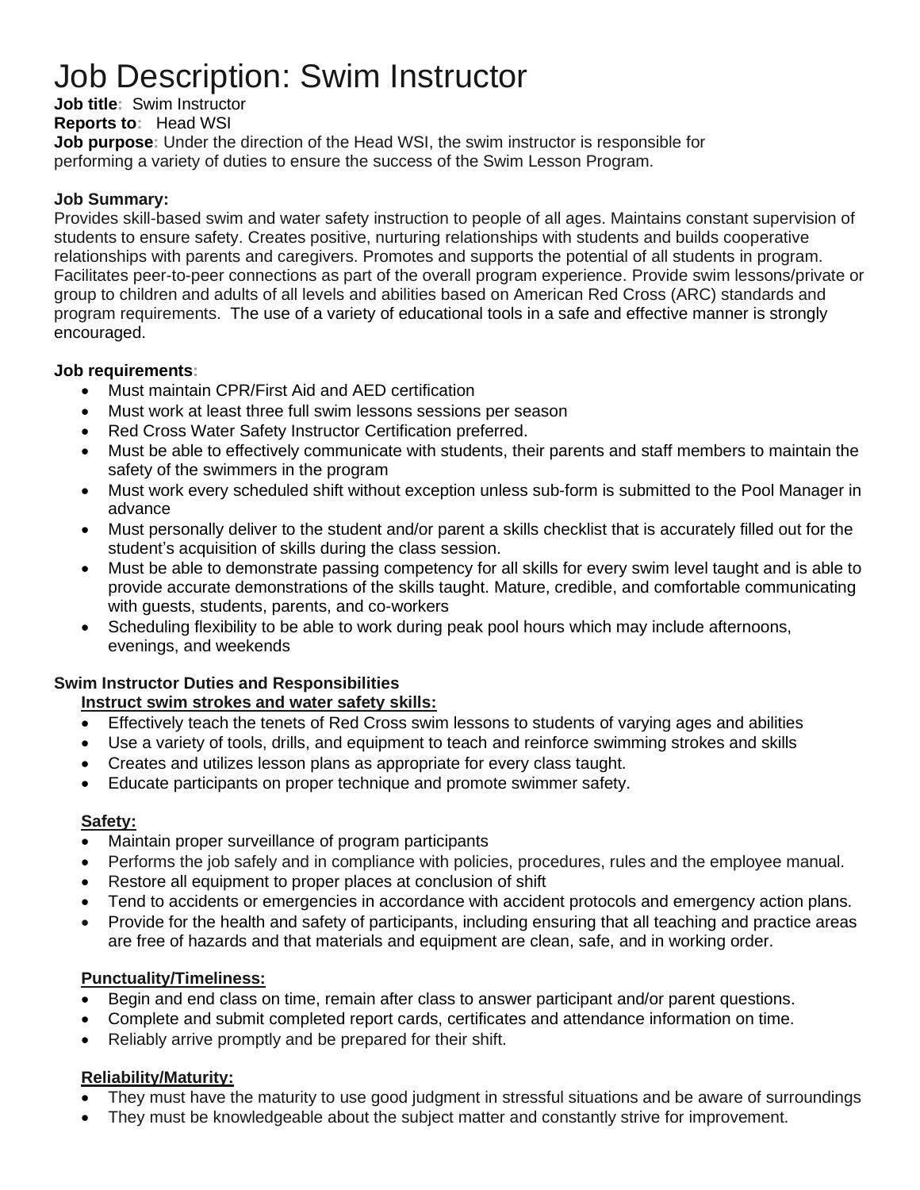# Job Description: Swim Instructor

**Job title:** Swim Instructor
**Reports to:** Head WSI
**Job purpose:** Under the direction of the Head WSI, the swim instructor is responsible for performing a variety of duties to ensure the success of the Swim Lesson Program.

**Job Summary:**
Provides skill-based swim and water safety instruction to people of all ages. Maintains constant supervision of students to ensure safety. Creates positive, nurturing relationships with students and builds cooperative relationships with parents and caregivers. Promotes and supports the potential of all students in program. Facilitates peer-to-peer connections as part of the overall program experience. Provide swim lessons/private or group to children and adults of all levels and abilities based on American Red Cross (ARC) standards and program requirements. The use of a variety of educational tools in a safe and effective manner is strongly encouraged.

**Job requirements:**

- Must maintain CPR/First Aid and AED certification
- Must work at least three full swim lessons sessions per season
- Red Cross Water Safety Instructor Certification preferred.
- Must be able to effectively communicate with students, their parents and staff members to maintain the safety of the swimmers in the program
- Must work every scheduled shift without exception unless sub-form is submitted to the Pool Manager in advance
- Must personally deliver to the student and/or parent a skills checklist that is accurately filled out for the student's acquisition of skills during the class session.
- Must be able to demonstrate passing competency for all skills for every swim level taught and is able to provide accurate demonstrations of the skills taught. Mature, credible, and comfortable communicating with guests, students, parents, and co-workers
- Scheduling flexibility to be able to work during peak pool hours which may include afternoons, evenings, and weekends

**Swim Instructor Duties and Responsibilities**

**Instruct swim strokes and water safety skills:**

- Effectively teach the tenets of Red Cross swim lessons to students of varying ages and abilities
- Use a variety of tools, drills, and equipment to teach and reinforce swimming strokes and skills
- Creates and utilizes lesson plans as appropriate for every class taught.
- Educate participants on proper technique and promote swimmer safety.

**Safety:**

- Maintain proper surveillance of program participants
- Performs the job safely and in compliance with policies, procedures, rules and the employee manual.
- Restore all equipment to proper places at conclusion of shift
- Tend to accidents or emergencies in accordance with accident protocols and emergency action plans.
- Provide for the health and safety of participants, including ensuring that all teaching and practice areas are free of hazards and that materials and equipment are clean, safe, and in working order.

**Punctuality/Timeliness:**

- Begin and end class on time, remain after class to answer participant and/or parent questions.
- Complete and submit completed report cards, certificates and attendance information on time.
- Reliably arrive promptly and be prepared for their shift.

**Reliability/Maturity:**

- They must have the maturity to use good judgment in stressful situations and be aware of surroundings
- They must be knowledgeable about the subject matter and constantly strive for improvement.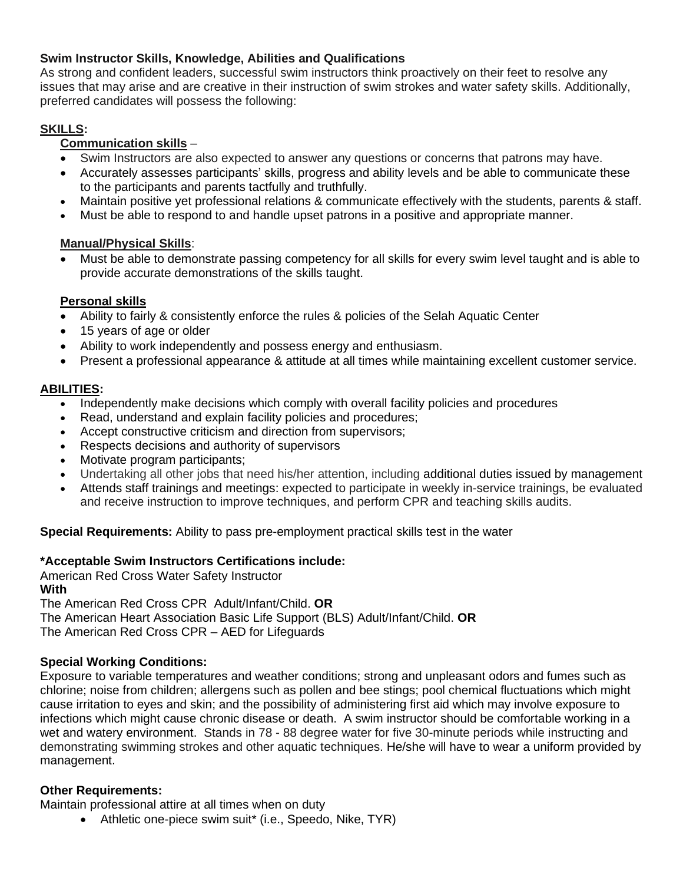**Swim Instructor Skills, Knowledge, Abilities and Qualifications**

As strong and confident leaders, successful swim instructors think proactively on their feet to resolve any issues that may arise and are creative in their instruction of swim strokes and water safety skills. Additionally, preferred candidates will possess the following:

**SKILLS:**

**Communication skills** –

- Swim Instructors are also expected to answer any questions or concerns that patrons may have.
- Accurately assesses participants' skills, progress and ability levels and be able to communicate these to the participants and parents tactfully and truthfully.
- Maintain positive yet professional relations & communicate effectively with the students, parents & staff.
- Must be able to respond to and handle upset patrons in a positive and appropriate manner.

**Manual/Physical Skills**:

- Must be able to demonstrate passing competency for all skills for every swim level taught and is able to provide accurate demonstrations of the skills taught.

**Personal skills**

- Ability to fairly & consistently enforce the rules & policies of the Selah Aquatic Center
- 15 years of age or older
- Ability to work independently and possess energy and enthusiasm.
- Present a professional appearance & attitude at all times while maintaining excellent customer service.

**ABILITIES:**

- Independently make decisions which comply with overall facility policies and procedures
- Read, understand and explain facility policies and procedures;
- Accept constructive criticism and direction from supervisors;
- Respects decisions and authority of supervisors
- Motivate program participants;
- Undertaking all other jobs that need his/her attention, including additional duties issued by management
- Attends staff trainings and meetings: expected to participate in weekly in-service trainings, be evaluated and receive instruction to improve techniques, and perform CPR and teaching skills audits.

**Special Requirements:** Ability to pass pre-employment practical skills test in the water

**\*Acceptable Swim Instructors Certifications include:**

American Red Cross Water Safety Instructor

**With**

The American Red Cross CPR Adult/Infant/Child. **OR**

The American Heart Association Basic Life Support (BLS) Adult/Infant/Child. **OR**

The American Red Cross CPR – AED for Lifeguards

**Special Working Conditions:**

Exposure to variable temperatures and weather conditions; strong and unpleasant odors and fumes such as chlorine; noise from children; allergens such as pollen and bee stings; pool chemical fluctuations which might cause irritation to eyes and skin; and the possibility of administering first aid which may involve exposure to infections which might cause chronic disease or death. A swim instructor should be comfortable working in a wet and watery environment. Stands in 78 - 88 degree water for five 30-minute periods while instructing and demonstrating swimming strokes and other aquatic techniques. He/she will have to wear a uniform provided by management.

**Other Requirements:**

Maintain professional attire at all times when on duty

- Athletic one-piece swim suit* (i.e., Speedo, Nike, TYR)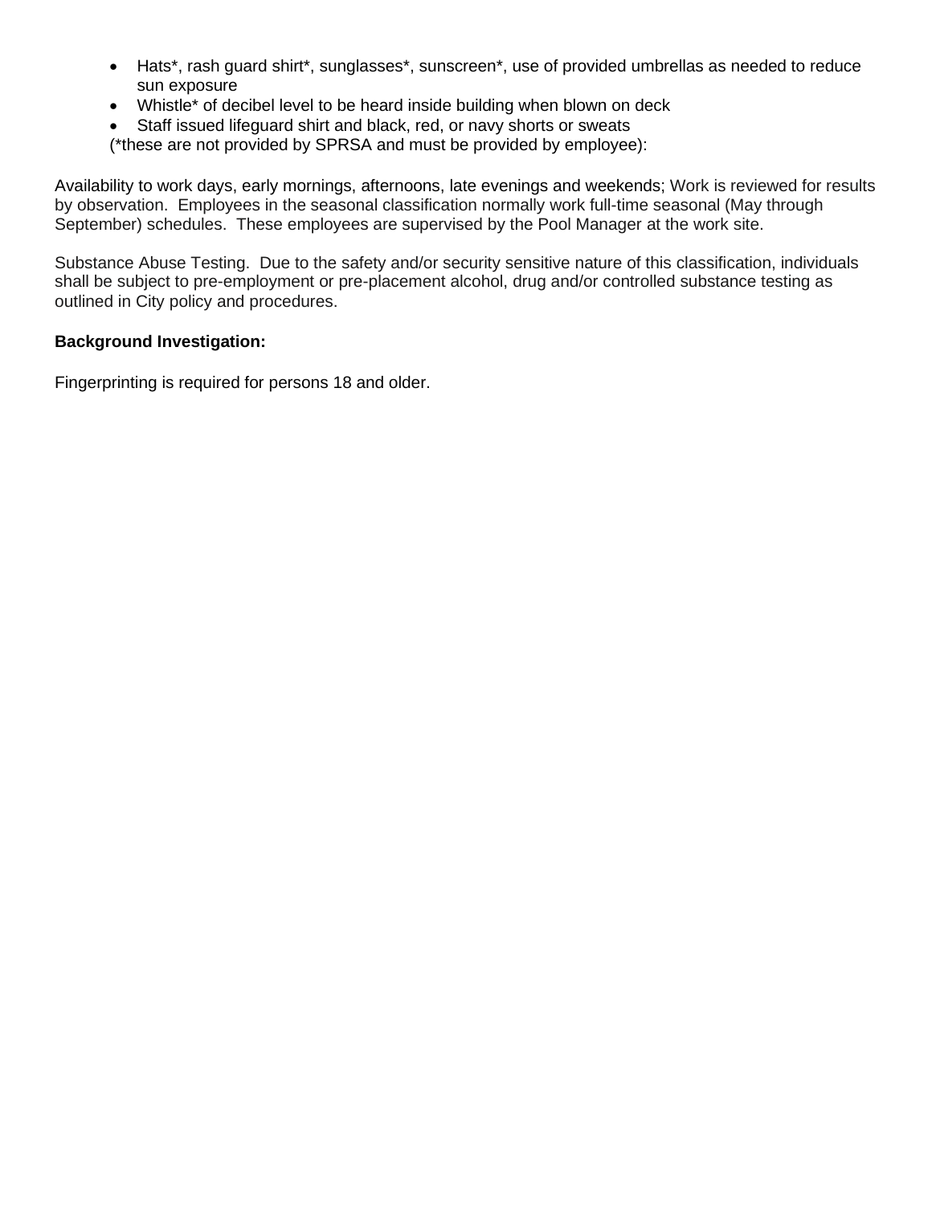- Hats*, rash guard shirt*, sunglasses*, sunscreen*, use of provided umbrellas as needed to reduce sun exposure
- Whistle* of decibel level to be heard inside building when blown on deck
- Staff issued lifeguard shirt and black, red, or navy shorts or sweats

(*these are not provided by SPRSA and must be provided by employee):

Availability to work days, early mornings, afternoons, late evenings and weekends; Work is reviewed for results by observation. Employees in the seasonal classification normally work full-time seasonal (May through September) schedules. These employees are supervised by the Pool Manager at the work site.

Substance Abuse Testing. Due to the safety and/or security sensitive nature of this classification, individuals shall be subject to pre-employment or pre-placement alcohol, drug and/or controlled substance testing as outlined in City policy and procedures.

**Background Investigation:**

Fingerprinting is required for persons 18 and older.